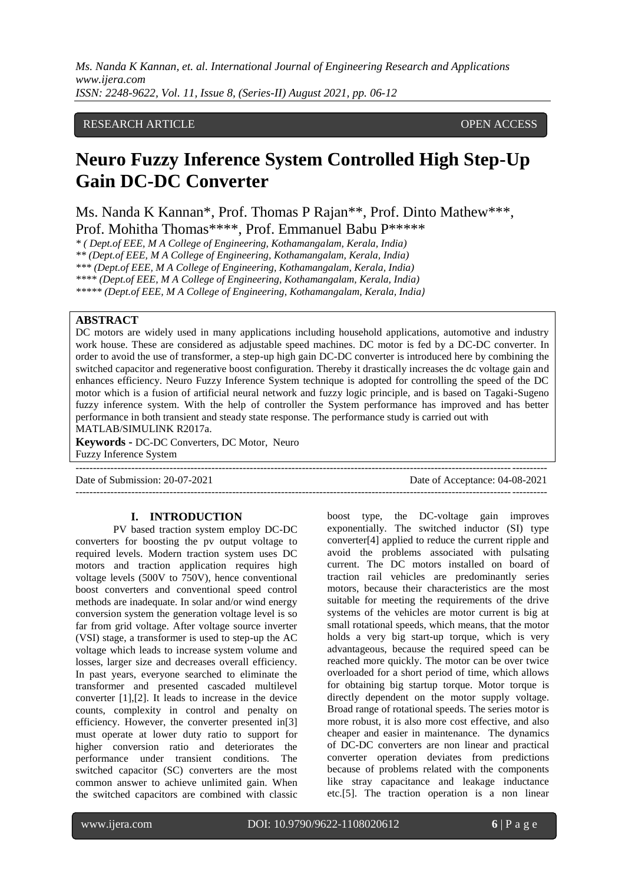RESEARCH ARTICLE OPEN ACCESS

# Neuro Fuzzy Inference System Controlled High Step-Up Gain DC-DC Converter

Ms. Nanda K Kannan*, Prof. Thomas P Rajan**, Prof. Dinto Mathew***, Prof. Mohitha Thomas****, Prof. Emmanuel Babu P*****

*\* ( Dept.of EEE, M A College of Engineering, Kothamangalam, Kerala, India)*
*\*\* (Dept.of EEE, M A College of Engineering, Kothamangalam, Kerala, India)*
*\*\*\* (Dept.of EEE, M A College of Engineering, Kothamangalam, Kerala, India)*
*\*\*\*\* (Dept.of EEE, M A College of Engineering, Kothamangalam, Kerala, India)*
*\*\*\*\*\* (Dept.of EEE, M A College of Engineering, Kothamangalam, Kerala, India)*

## ABSTRACT

DC motors are widely used in many applications including household applications, automotive and industry work house. These are considered as adjustable speed machines. DC motor is fed by a DC-DC converter. In order to avoid the use of transformer, a step-up high gain DC-DC converter is introduced here by combining the switched capacitor and regenerative boost configuration. Thereby it drastically increases the dc voltage gain and enhances efficiency. Neuro Fuzzy Inference System technique is adopted for controlling the speed of the DC motor which is a fusion of artificial neural network and fuzzy logic principle, and is based on Tagaki-Sugeno fuzzy inference system. With the help of controller the System performance has improved and has better performance in both transient and steady state response. The performance study is carried out with MATLAB/SIMULINK R2017a.

**Keywords -** DC-DC Converters, DC Motor, Neuro Fuzzy Inference System

Date of Submission: 20-07-2021 Date of Acceptance: 04-08-2021

## I. INTRODUCTION

PV based traction system employ DC-DC converters for boosting the pv output voltage to required levels. Modern traction system uses DC motors and traction application requires high voltage levels (500V to 750V), hence conventional boost converters and conventional speed control methods are inadequate. In solar and/or wind energy conversion system the generation voltage level is so far from grid voltage. After voltage source inverter (VSI) stage, a transformer is used to step-up the AC voltage which leads to increase system volume and losses, larger size and decreases overall efficiency. In past years, everyone searched to eliminate the transformer and presented cascaded multilevel converter [1],[2]. It leads to increase in the device counts, complexity in control and penalty on efficiency. However, the converter presented in[3] must operate at lower duty ratio to support for higher conversion ratio and deteriorates the performance under transient conditions. The switched capacitor (SC) converters are the most common answer to achieve unlimited gain. When the switched capacitors are combined with classic boost type, the DC-voltage gain improves exponentially. The switched inductor (SI) type converter[4] applied to reduce the current ripple and avoid the problems associated with pulsating current. The DC motors installed on board of traction rail vehicles are predominantly series motors, because their characteristics are the most suitable for meeting the requirements of the drive systems of the vehicles are motor current is big at small rotational speeds, which means, that the motor holds a very big start-up torque, which is very advantageous, because the required speed can be reached more quickly. The motor can be over twice overloaded for a short period of time, which allows for obtaining big startup torque. Motor torque is directly dependent on the motor supply voltage. Broad range of rotational speeds. The series motor is more robust, it is also more cost effective, and also cheaper and easier in maintenance. The dynamics of DC-DC converters are non linear and practical converter operation deviates from predictions because of problems related with the components like stray capacitance and leakage inductance etc.[5]. The traction operation is a non linear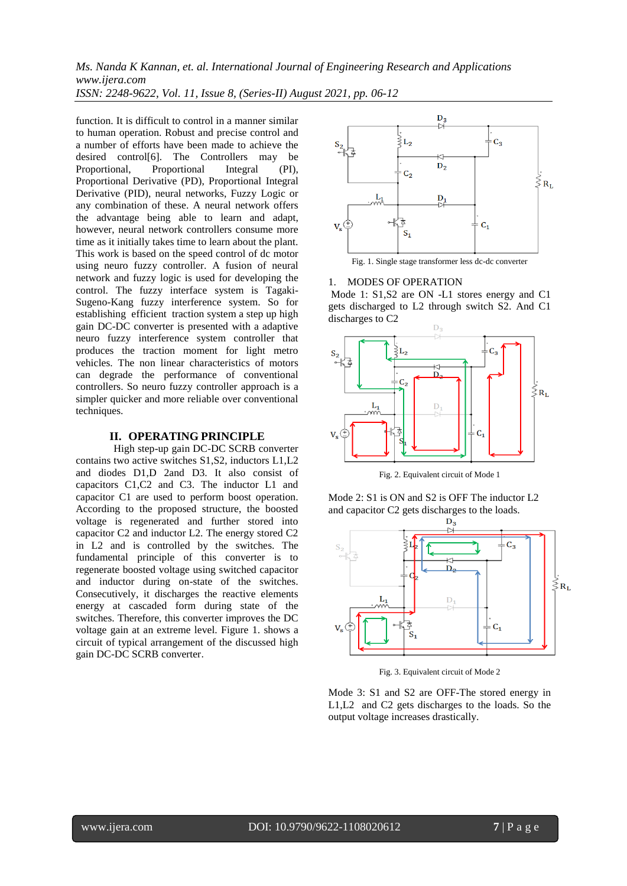function. It is difficult to control in a manner similar to human operation. Robust and precise control and a number of efforts have been made to achieve the desired control[6]. The Controllers may be Proportional, Proportional Integral (PI), Proportional Derivative (PD), Proportional Integral Derivative (PID), neural networks, Fuzzy Logic or any combination of these. A neural network offers the advantage being able to learn and adapt, however, neural network controllers consume more time as it initially takes time to learn about the plant. This work is based on the speed control of dc motor using neuro fuzzy controller. A fusion of neural network and fuzzy logic is used for developing the control. The fuzzy interface system is Tagaki-Sugeno-Kang fuzzy interference system. So for establishing efficient traction system a step up high gain DC-DC converter is presented with a adaptive neuro fuzzy interference system controller that produces the traction moment for light metro vehicles. The non linear characteristics of motors can degrade the performance of conventional controllers. So neuro fuzzy controller approach is a simpler quicker and more reliable over conventional techniques.

## II. OPERATING PRINCIPLE

High step-up gain DC-DC SCRB converter contains two active switches S1,S2, inductors L1,L2 and diodes D1,D 2and D3. It also consist of capacitors C1,C2 and C3. The inductor L1 and capacitor C1 are used to perform boost operation. According to the proposed structure, the boosted voltage is regenerated and further stored into capacitor C2 and inductor L2. The energy stored C2 in L2 and is controlled by the switches. The fundamental principle of this converter is to regenerate boosted voltage using switched capacitor and inductor during on-state of the switches. Consecutively, it discharges the reactive elements energy at cascaded form during state of the switches. Therefore, this converter improves the DC voltage gain at an extreme level. Figure 1. shows a circuit of typical arrangement of the discussed high gain DC-DC SCRB converter.

Fig. 1. Single stage transformer less dc-dc converter

1. MODES OF OPERATION

Mode 1: S1,S2 are ON -L1 stores energy and C1 gets discharged to L2 through switch S2. And C1 discharges to C2

Fig. 2. Equivalent circuit of Mode 1

Mode 2: S1 is ON and S2 is OFF The inductor L2 and capacitor C2 gets discharges to the loads.

Fig. 3. Equivalent circuit of Mode 2

Mode 3: S1 and S2 are OFF-The stored energy in L1,L2 and C2 gets discharges to the loads. So the output voltage increases drastically.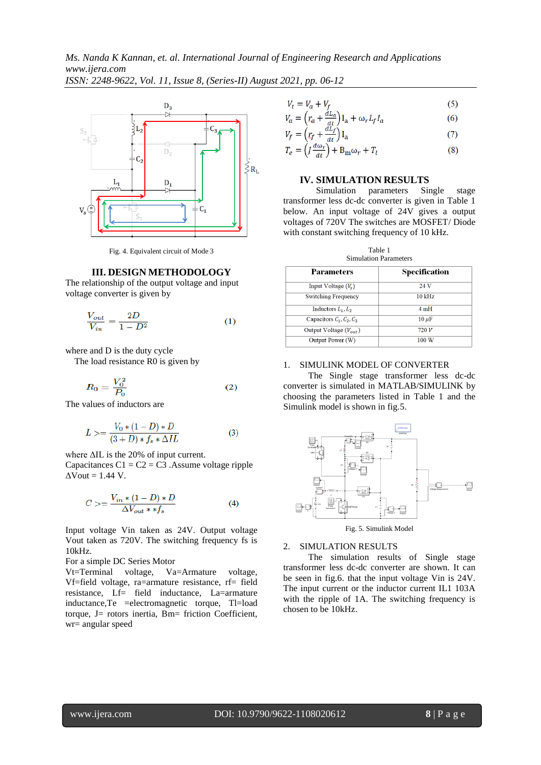Fig. 4. Equivalent circuit of Mode 3

## III. DESIGN METHODOLOGY

The relationship of the output voltage and input voltage converter is given by

$$\frac{V_{out}}{V_{in}} = \frac{2D}{1 - D^2} \qquad (1)$$

where and D is the duty cycle

The load resistance R0 is given by

$$R_0 = \frac{V_0^2}{P_0} \qquad (2)$$

The values of inductors are

$$L >= \frac{V_0 * (1 - D) * D}{(3 + D) * f_s * \Delta IL} \qquad (3)$$

where ΔIL is the 20% of input current.

Capacitances C1 = C2 = C3 .Assume voltage ripple ΔVout = 1.44 V.

$$C >= \frac{V_{in} * (1 - D) * D}{\Delta V_{out} * * f_s} \qquad (4)$$

Input voltage Vin taken as 24V. Output voltage Vout taken as 720V. The switching frequency fs is 10kHz.

For a simple DC Series Motor

Vt=Terminal voltage, Va=Armature voltage, Vf=field voltage, ra=armature resistance, rf= field resistance, Lf= field inductance, La=armature inductance,Te =electromagnetic torque, Tl=load torque, J= rotors inertia, Bm= friction Coefficient, wr= angular speed

$$V_t = V_a + V_f \qquad (5)$$

$$V_a = \left(r_a + \frac{dL_a}{dt}\right) \mathrm{I_a} + \omega_r L_f I_a \qquad (6)$$

$$V_f = \left(r_f + \frac{dL_f}{dt}\right) \mathrm{I_a} \qquad (7)$$

$$T_e = \left(J \frac{d\omega_r}{dt}\right) + \mathrm{B_m}\omega_r + T_l \qquad (8)$$

## IV. SIMULATION RESULTS

Simulation parameters Single stage transformer less dc-dc converter is given in Table 1 below. An input voltage of 24V gives a output voltages of 720V The switches are MOSFET/ Diode with constant switching frequency of 10 kHz.

Table 1
Simulation Parameters

| Parameters | Specification |
|---|---|
| Input Voltage ($V_s$) | 24 V |
| Switching Frequency | 10 kHz |
| Inductors $L_1, L_2$ | 4 mH |
| Capacitors $C_1, C_2, C_3$ | 10 $\mu$F |
| Output Voltage ($V_{out}$) | 720 $V$ |
| Output Power (W) | 100 W |

1. SIMULINK MODEL OF CONVERTER

The Single stage transformer less dc-dc converter is simulated in MATLAB/SIMULINK by choosing the parameters listed in Table 1 and the Simulink model is shown in fig.5.

Fig. 5. Simulink Model

2. SIMULATION RESULTS

The simulation results of Single stage transformer less dc-dc converter are shown. It can be seen in fig.6. that the input voltage Vin is 24V. The input current or the inductor current IL1 103A with the ripple of 1A. The switching frequency is chosen to be 10kHz.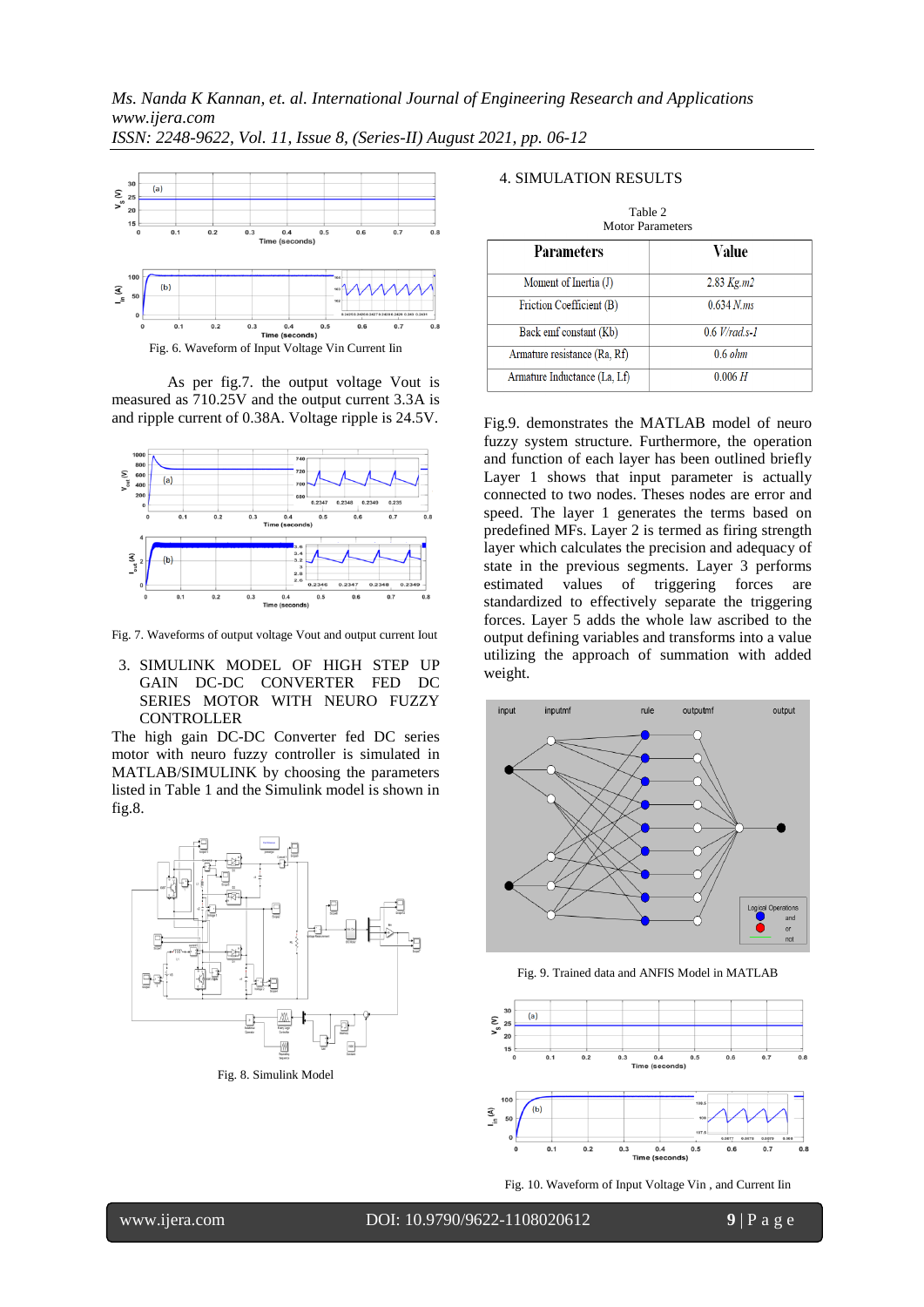Fig. 6. Waveform of Input Voltage Vin Current Iin

As per fig.7. the output voltage Vout is measured as 710.25V and the output current 3.3A is and ripple current of 0.38A. Voltage ripple is 24.5V.

Fig. 7. Waveforms of output voltage Vout and output current Iout

## 3. SIMULINK MODEL OF HIGH STEP UP GAIN DC-DC CONVERTER FED DC SERIES MOTOR WITH NEURO FUZZY CONTROLLER

The high gain DC-DC Converter fed DC series motor with neuro fuzzy controller is simulated in MATLAB/SIMULINK by choosing the parameters listed in Table 1 and the Simulink model is shown in fig.8.

Fig. 8. Simulink Model

## 4. SIMULATION RESULTS

Table 2
Motor Parameters

| Parameters | Value |
|---|---|
| Moment of Inertia (J) | 2.83 *Kg.m2* |
| Friction Coefficient (B) | 0.634 *N.ms* |
| Back emf constant (Kb) | 0.6 *V/rad.s-1* |
| Armature resistance (Ra, Rf) | 0.6 *ohm* |
| Armature Inductance (La, Lf) | 0.006 *H* |

Fig.9. demonstrates the MATLAB model of neuro fuzzy system structure. Furthermore, the operation and function of each layer has been outlined briefly Layer 1 shows that input parameter is actually connected to two nodes. Theses nodes are error and speed. The layer 1 generates the terms based on predefined MFs. Layer 2 is termed as firing strength layer which calculates the precision and adequacy of state in the previous segments. Layer 3 performs estimated values of triggering forces are standardized to effectively separate the triggering forces. Layer 5 adds the whole law ascribed to the output defining variables and transforms into a value utilizing the approach of summation with added weight.

Fig. 9. Trained data and ANFIS Model in MATLAB

Fig. 10. Waveform of Input Voltage Vin , and Current Iin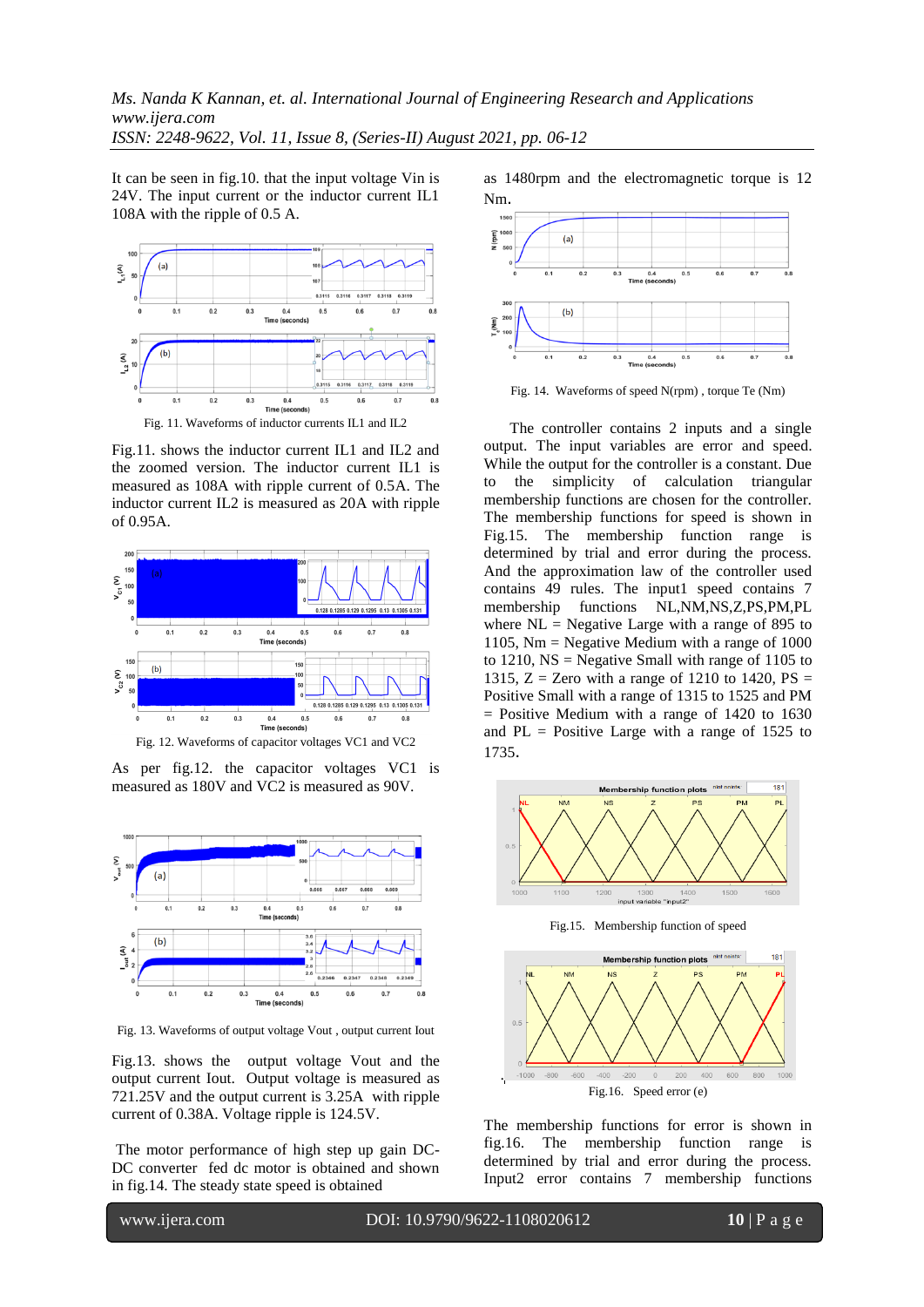It can be seen in fig.10. that the input voltage Vin is 24V. The input current or the inductor current IL1 108A with the ripple of 0.5 A.

Fig. 11. Waveforms of inductor currents IL1 and IL2

Fig.11. shows the inductor current IL1 and IL2 and the zoomed version. The inductor current IL1 is measured as 108A with ripple current of 0.5A. The inductor current IL2 is measured as 20A with ripple of 0.95A.

Fig. 12. Waveforms of capacitor voltages VC1 and VC2

As per fig.12. the capacitor voltages VC1 is measured as 180V and VC2 is measured as 90V.

Fig. 13. Waveforms of output voltage Vout , output current Iout

Fig.13. shows the output voltage Vout and the output current Iout. Output voltage is measured as 721.25V and the output current is 3.25A with ripple current of 0.38A. Voltage ripple is 124.5V.

The motor performance of high step up gain DC-DC converter fed dc motor is obtained and shown in fig.14. The steady state speed is obtained as 1480rpm and the electromagnetic torque is 12 Nm.

Fig. 14. Waveforms of speed N(rpm) , torque Te (Nm)

The controller contains 2 inputs and a single output. The input variables are error and speed. While the output for the controller is a constant. Due to the simplicity of calculation triangular membership functions are chosen for the controller. The membership functions for speed is shown in Fig.15. The membership function range is determined by trial and error during the process. And the approximation law of the controller used contains 49 rules. The input1 speed contains 7 membership functions NL,NM,NS,Z,PS,PM,PL where NL = Negative Large with a range of 895 to 1105, Nm = Negative Medium with a range of 1000 to 1210, NS = Negative Small with range of 1105 to 1315, Z = Zero with a range of 1210 to 1420, PS = Positive Small with a range of 1315 to 1525 and PM = Positive Medium with a range of 1420 to 1630 and PL = Positive Large with a range of 1525 to 1735.

Fig.15. Membership function of speed

Fig.16. Speed error (e)

The membership functions for error is shown in fig.16. The membership function range is determined by trial and error during the process. Input2 error contains 7 membership functions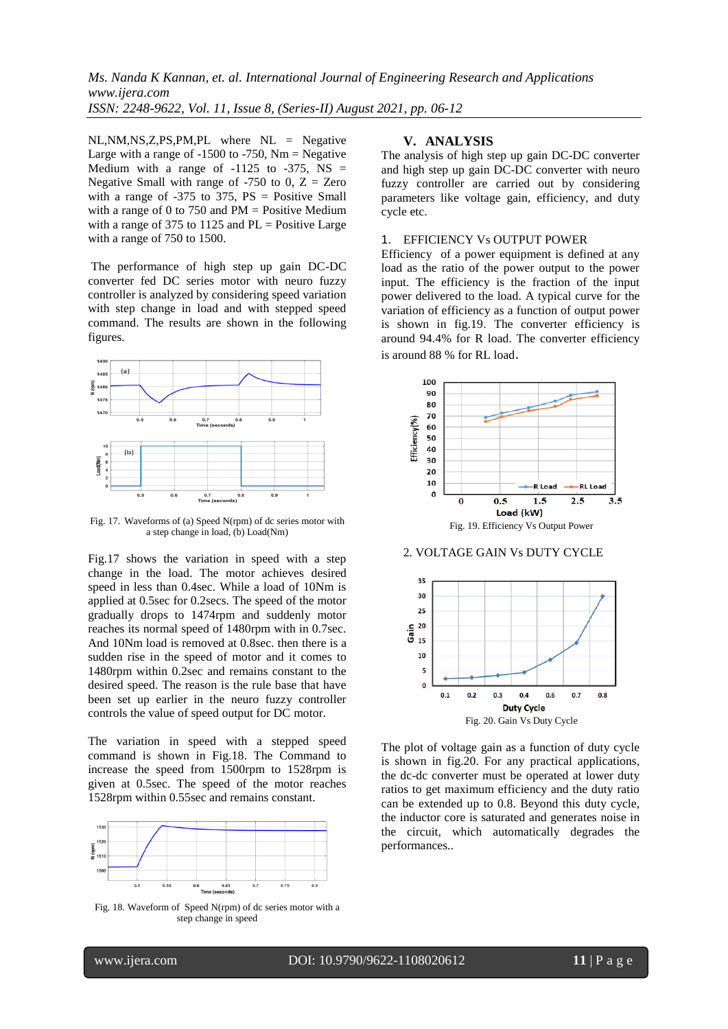NL,NM,NS,Z,PS,PM,PL where NL = Negative Large with a range of -1500 to -750, Nm = Negative Medium with a range of -1125 to -375, NS = Negative Small with range of -750 to 0, Z = Zero with a range of -375 to 375, PS = Positive Small with a range of 0 to 750 and PM = Positive Medium with a range of 375 to 1125 and PL = Positive Large with a range of 750 to 1500.

The performance of high step up gain DC-DC converter fed DC series motor with neuro fuzzy controller is analyzed by considering speed variation with step change in load and with stepped speed command. The results are shown in the following figures.

Fig. 17. Waveforms of (a) Speed N(rpm) of dc series motor with a step change in load, (b) Load(Nm)

Fig.17 shows the variation in speed with a step change in the load. The motor achieves desired speed in less than 0.4sec. While a load of 10Nm is applied at 0.5sec for 0.2secs. The speed of the motor gradually drops to 1474rpm and suddenly motor reaches its normal speed of 1480rpm with in 0.7sec. And 10Nm load is removed at 0.8sec. then there is a sudden rise in the speed of motor and it comes to 1480rpm within 0.2sec and remains constant to the desired speed. The reason is the rule base that have been set up earlier in the neuro fuzzy controller controls the value of speed output for DC motor.

The variation in speed with a stepped speed command is shown in Fig.18. The Command to increase the speed from 1500rpm to 1528rpm is given at 0.5sec. The speed of the motor reaches 1528rpm within 0.55sec and remains constant.

Fig. 18. Waveform of Speed N(rpm) of dc series motor with a step change in speed

## V. ANALYSIS

The analysis of high step up gain DC-DC converter and high step up gain DC-DC converter with neuro fuzzy controller are carried out by considering parameters like voltage gain, efficiency, and duty cycle etc.

### 1. EFFICIENCY Vs OUTPUT POWER

Efficiency of a power equipment is defined at any load as the ratio of the power output to the power input. The efficiency is the fraction of the input power delivered to the load. A typical curve for the variation of efficiency as a function of output power is shown in fig.19. The converter efficiency is around 94.4% for R load. The converter efficiency is around 88 % for RL load.

Fig. 19. Efficiency Vs Output Power

### 2. VOLTAGE GAIN Vs DUTY CYCLE

Fig. 20. Gain Vs Duty Cycle

The plot of voltage gain as a function of duty cycle is shown in fig.20. For any practical applications, the dc-dc converter must be operated at lower duty ratios to get maximum efficiency and the duty ratio can be extended up to 0.8. Beyond this duty cycle, the inductor core is saturated and generates noise in the circuit, which automatically degrades the performances..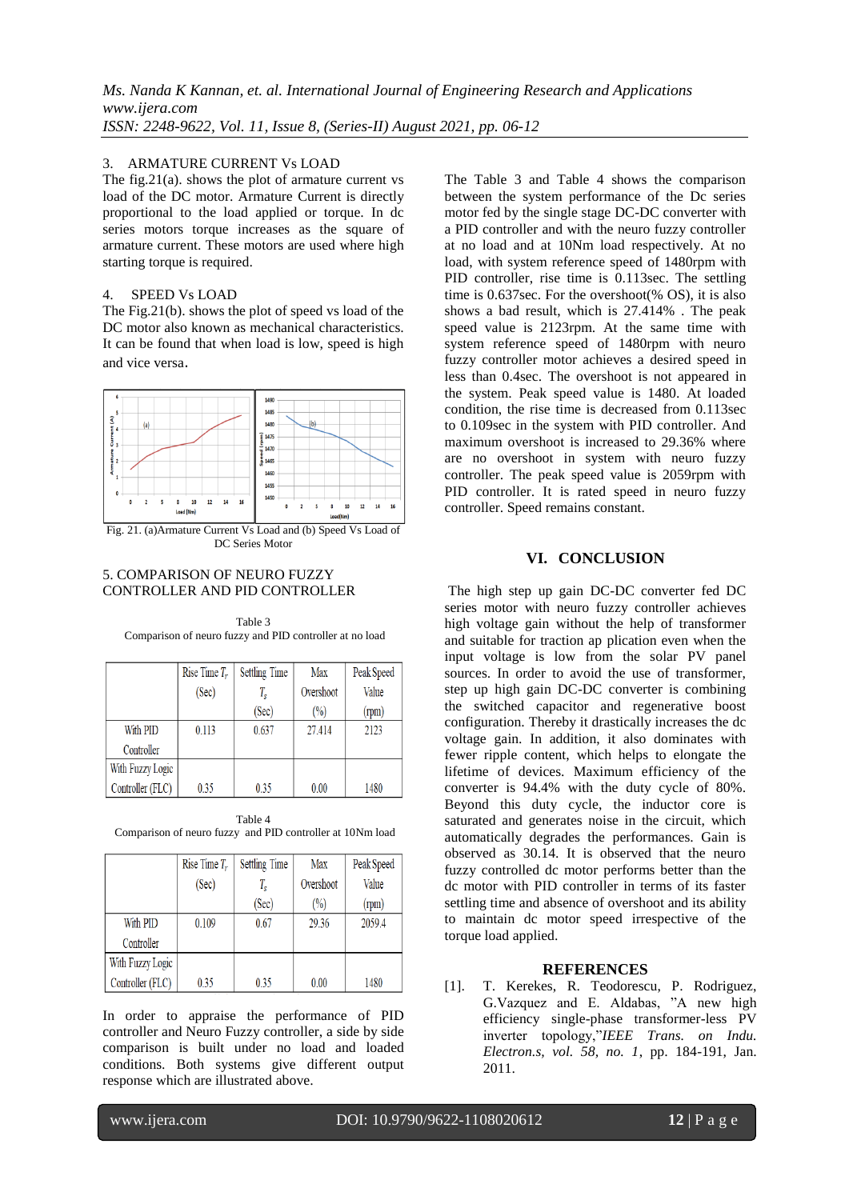3. ARMATURE CURRENT Vs LOAD

The fig.21(a). shows the plot of armature current vs load of the DC motor. Armature Current is directly proportional to the load applied or torque. In dc series motors torque increases as the square of armature current. These motors are used where high starting torque is required.

4. SPEED Vs LOAD

The Fig.21(b). shows the plot of speed vs load of the DC motor also known as mechanical characteristics. It can be found that when load is low, speed is high and vice versa.

Fig. 21. (a)Armature Current Vs Load and (b) Speed Vs Load of DC Series Motor

5. COMPARISON OF NEURO FUZZY CONTROLLER AND PID CONTROLLER

Table 3
Comparison of neuro fuzzy and PID controller at no load

| | Rise Time $T_r$ (Sec) | Settling Time $T_s$ (Sec) | Max Overshoot (%) | Peak Speed Value (rpm) |
|---|---|---|---|---|
| With PID Controller | 0.113 | 0.637 | 27.414 | 2123 |
| With Fuzzy Logic Controller (FLC) | 0.35 | 0.35 | 0.00 | 1480 |

Table 4
Comparison of neuro fuzzy and PID controller at 10Nm load

| | Rise Time $T_r$ (Sec) | Settling Time $T_s$ (Sec) | Max Overshoot (%) | Peak Speed Value (rpm) |
|---|---|---|---|---|
| With PID Controller | 0.109 | 0.67 | 29.36 | 2059.4 |
| With Fuzzy Logic Controller (FLC) | 0.35 | 0.35 | 0.00 | 1480 |

In order to appraise the performance of PID controller and Neuro Fuzzy controller, a side by side comparison is built under no load and loaded conditions. Both systems give different output response which are illustrated above.

The Table 3 and Table 4 shows the comparison between the system performance of the Dc series motor fed by the single stage DC-DC converter with a PID controller and with the neuro fuzzy controller at no load and at 10Nm load respectively. At no load, with system reference speed of 1480rpm with PID controller, rise time is 0.113sec. The settling time is 0.637sec. For the overshoot(% OS), it is also shows a bad result, which is 27.414% . The peak speed value is 2123rpm. At the same time with system reference speed of 1480rpm with neuro fuzzy controller motor achieves a desired speed in less than 0.4sec. The overshoot is not appeared in the system. Peak speed value is 1480. At loaded condition, the rise time is decreased from 0.113sec to 0.109sec in the system with PID controller. And maximum overshoot is increased to 29.36% where are no overshoot in system with neuro fuzzy controller. The peak speed value is 2059rpm with PID controller. It is rated speed in neuro fuzzy controller. Speed remains constant.

## VI. CONCLUSION

The high step up gain DC-DC converter fed DC series motor with neuro fuzzy controller achieves high voltage gain without the help of transformer and suitable for traction ap plication even when the input voltage is low from the solar PV panel sources. In order to avoid the use of transformer, step up high gain DC-DC converter is combining the switched capacitor and regenerative boost configuration. Thereby it drastically increases the dc voltage gain. In addition, it also dominates with fewer ripple content, which helps to elongate the lifetime of devices. Maximum efficiency of the converter is 94.4% with the duty cycle of 80%. Beyond this duty cycle, the inductor core is saturated and generates noise in the circuit, which automatically degrades the performances. Gain is observed as 30.14. It is observed that the neuro fuzzy controlled dc motor performs better than the dc motor with PID controller in terms of its faster settling time and absence of overshoot and its ability to maintain dc motor speed irrespective of the torque load applied.

## REFERENCES

[1]. T. Kerekes, R. Teodorescu, P. Rodriguez, G.Vazquez and E. Aldabas, "A new high efficiency single-phase transformer-less PV inverter topology,"*IEEE Trans. on Indu. Electron.s, vol. 58, no. 1*, pp. 184-191, Jan. 2011.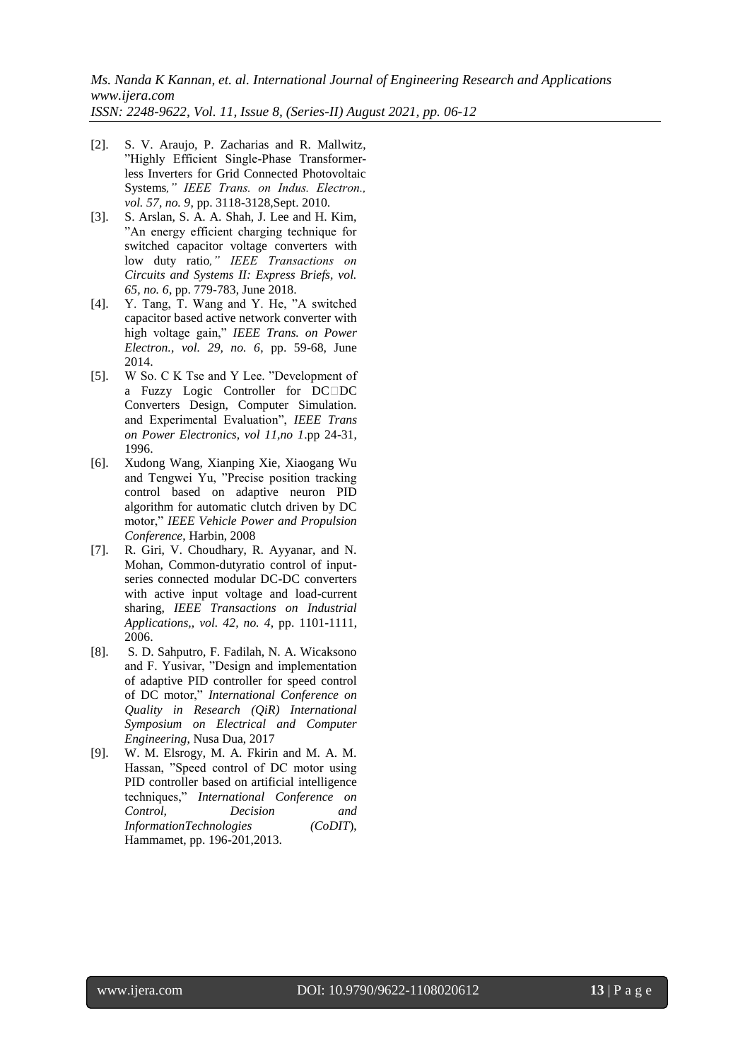[2]. S. V. Araujo, P. Zacharias and R. Mallwitz, "Highly Efficient Single-Phase Transformer-less Inverters for Grid Connected Photovoltaic Systems," *IEEE Trans. on Indus. Electron., vol. 57, no. 9*, pp. 3118-3128,Sept. 2010.

[3]. S. Arslan, S. A. A. Shah, J. Lee and H. Kim, "An energy efficient charging technique for switched capacitor voltage converters with low duty ratio," *IEEE Transactions on Circuits and Systems II: Express Briefs, vol. 65, no. 6*, pp. 779-783, June 2018.

[4]. Y. Tang, T. Wang and Y. He, "A switched capacitor based active network converter with high voltage gain," *IEEE Trans. on Power Electron., vol. 29, no. 6*, pp. 59-68, June 2014.

[5]. W So. C K Tse and Y Lee. "Development of a Fuzzy Logic Controller for DC□DC Converters Design, Computer Simulation. and Experimental Evaluation", *IEEE Trans on Power Electronics, vol 11,no 1*.pp 24-31, 1996.

[6]. Xudong Wang, Xianping Xie, Xiaogang Wu and Tengwei Yu, "Precise position tracking control based on adaptive neuron PID algorithm for automatic clutch driven by DC motor," *IEEE Vehicle Power and Propulsion Conference*, Harbin, 2008

[7]. R. Giri, V. Choudhary, R. Ayyanar, and N. Mohan, Common-dutyratio control of input-series connected modular DC-DC converters with active input voltage and load-current sharing, *IEEE Transactions on Industrial Applications,, vol. 42, no. 4*, pp. 1101-1111, 2006.

[8]. S. D. Sahputro, F. Fadilah, N. A. Wicaksono and F. Yusivar, "Design and implementation of adaptive PID controller for speed control of DC motor," *International Conference on Quality in Research (QiR) International Symposium on Electrical and Computer Engineering*, Nusa Dua, 2017

[9]. W. M. Elsrogy, M. A. Fkirin and M. A. M. Hassan, "Speed control of DC motor using PID controller based on artificial intelligence techniques," *International Conference on Control, Decision and InformationTechnologies (CoDIT*), Hammamet, pp. 196-201,2013.